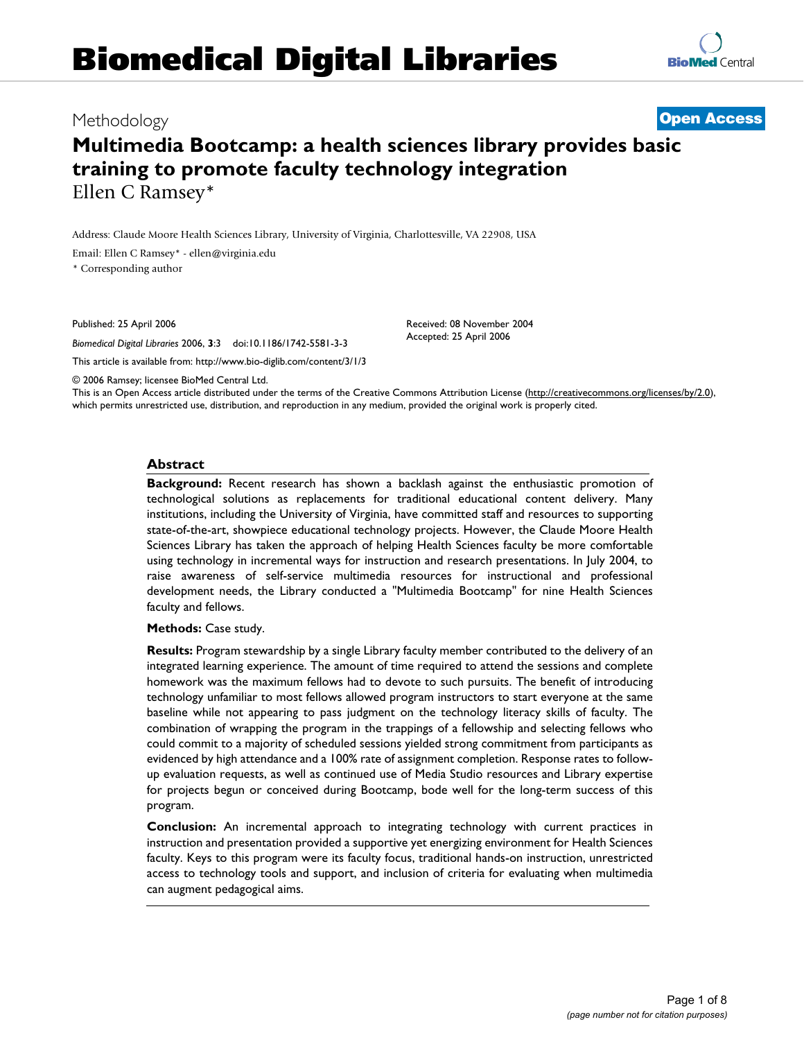Methodology

**Open Access**

# Multimedia Bootcamp: a health sciences library provides basic training to promote faculty technology integration

Ellen C Ramsey*

Address: Claude Moore Health Sciences Library, University of Virginia, Charlottesville, VA 22908, USA

Email: Ellen C Ramsey* - ellen@virginia.edu

* Corresponding author

Published: 25 April 2006

*Biomedical Digital Libraries* 2006, **3**:3 doi:10.1186/1742-5581-3-3

This article is available from: http://www.bio-diglib.com/content/3/1/3

Received: 08 November 2004
Accepted: 25 April 2006

© 2006 Ramsey; licensee BioMed Central Ltd.
This is an Open Access article distributed under the terms of the Creative Commons Attribution License (http://creativecommons.org/licenses/by/2.0), which permits unrestricted use, distribution, and reproduction in any medium, provided the original work is properly cited.

## Abstract

**Background:** Recent research has shown a backlash against the enthusiastic promotion of technological solutions as replacements for traditional educational content delivery. Many institutions, including the University of Virginia, have committed staff and resources to supporting state-of-the-art, showpiece educational technology projects. However, the Claude Moore Health Sciences Library has taken the approach of helping Health Sciences faculty be more comfortable using technology in incremental ways for instruction and research presentations. In July 2004, to raise awareness of self-service multimedia resources for instructional and professional development needs, the Library conducted a "Multimedia Bootcamp" for nine Health Sciences faculty and fellows.

**Methods:** Case study.

**Results:** Program stewardship by a single Library faculty member contributed to the delivery of an integrated learning experience. The amount of time required to attend the sessions and complete homework was the maximum fellows had to devote to such pursuits. The benefit of introducing technology unfamiliar to most fellows allowed program instructors to start everyone at the same baseline while not appearing to pass judgment on the technology literacy skills of faculty. The combination of wrapping the program in the trappings of a fellowship and selecting fellows who could commit to a majority of scheduled sessions yielded strong commitment from participants as evidenced by high attendance and a 100% rate of assignment completion. Response rates to follow-up evaluation requests, as well as continued use of Media Studio resources and Library expertise for projects begun or conceived during Bootcamp, bode well for the long-term success of this program.

**Conclusion:** An incremental approach to integrating technology with current practices in instruction and presentation provided a supportive yet energizing environment for Health Sciences faculty. Keys to this program were its faculty focus, traditional hands-on instruction, unrestricted access to technology tools and support, and inclusion of criteria for evaluating when multimedia can augment pedagogical aims.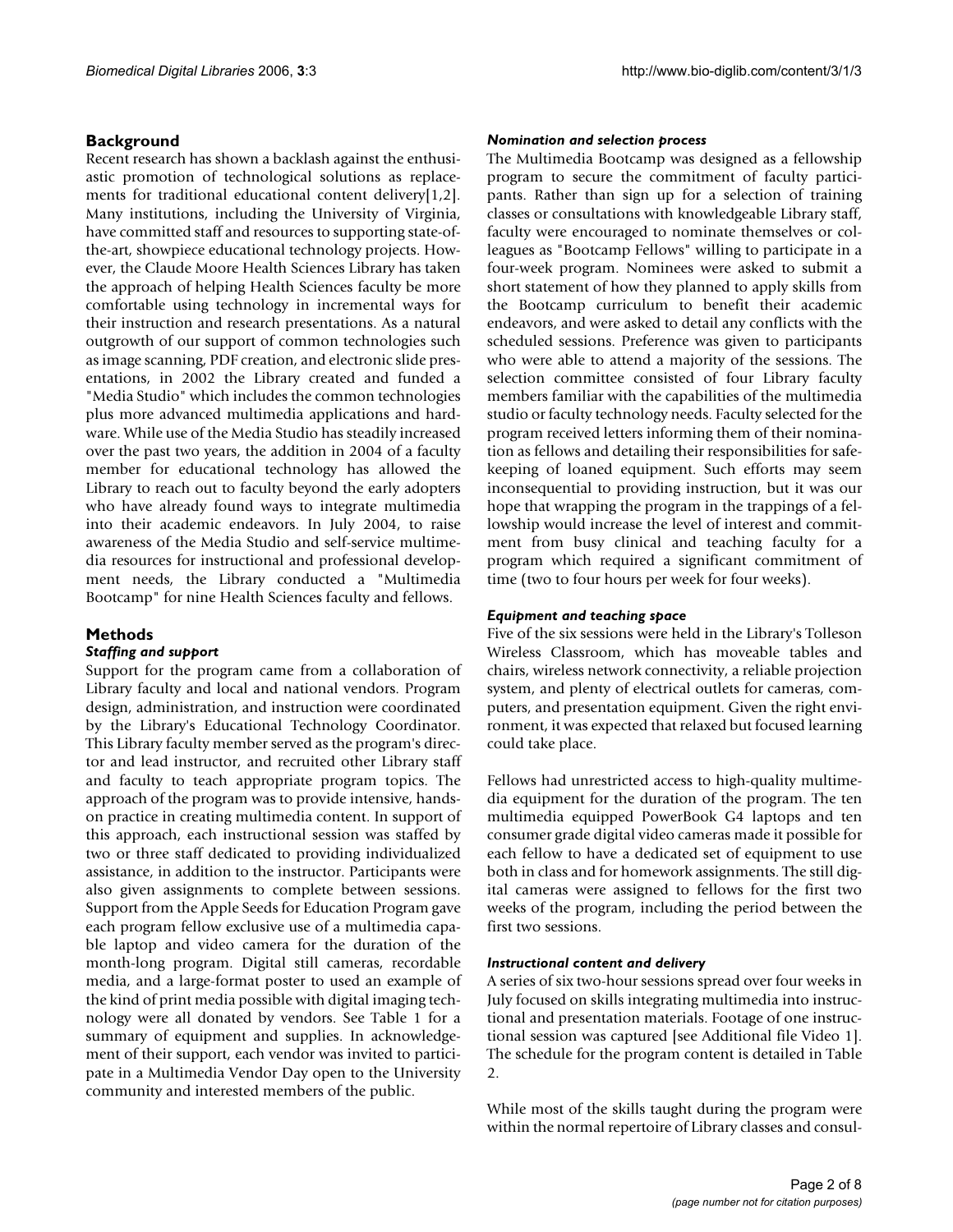## Background

Recent research has shown a backlash against the enthusiastic promotion of technological solutions as replacements for traditional educational content delivery[1,2]. Many institutions, including the University of Virginia, have committed staff and resources to supporting state-of-the-art, showpiece educational technology projects. However, the Claude Moore Health Sciences Library has taken the approach of helping Health Sciences faculty be more comfortable using technology in incremental ways for their instruction and research presentations. As a natural outgrowth of our support of common technologies such as image scanning, PDF creation, and electronic slide presentations, in 2002 the Library created and funded a "Media Studio" which includes the common technologies plus more advanced multimedia applications and hardware. While use of the Media Studio has steadily increased over the past two years, the addition in 2004 of a faculty member for educational technology has allowed the Library to reach out to faculty beyond the early adopters who have already found ways to integrate multimedia into their academic endeavors. In July 2004, to raise awareness of the Media Studio and self-service multimedia resources for instructional and professional development needs, the Library conducted a "Multimedia Bootcamp" for nine Health Sciences faculty and fellows.

## Methods

### *Staffing and support*

Support for the program came from a collaboration of Library faculty and local and national vendors. Program design, administration, and instruction were coordinated by the Library's Educational Technology Coordinator. This Library faculty member served as the program's director and lead instructor, and recruited other Library staff and faculty to teach appropriate program topics. The approach of the program was to provide intensive, hands-on practice in creating multimedia content. In support of this approach, each instructional session was staffed by two or three staff dedicated to providing individualized assistance, in addition to the instructor. Participants were also given assignments to complete between sessions. Support from the Apple Seeds for Education Program gave each program fellow exclusive use of a multimedia capable laptop and video camera for the duration of the month-long program. Digital still cameras, recordable media, and a large-format poster to used an example of the kind of print media possible with digital imaging technology were all donated by vendors. See Table 1 for a summary of equipment and supplies. In acknowledgement of their support, each vendor was invited to participate in a Multimedia Vendor Day open to the University community and interested members of the public.

### *Nomination and selection process*

The Multimedia Bootcamp was designed as a fellowship program to secure the commitment of faculty participants. Rather than sign up for a selection of training classes or consultations with knowledgeable Library staff, faculty were encouraged to nominate themselves or colleagues as "Bootcamp Fellows" willing to participate in a four-week program. Nominees were asked to submit a short statement of how they planned to apply skills from the Bootcamp curriculum to benefit their academic endeavors, and were asked to detail any conflicts with the scheduled sessions. Preference was given to participants who were able to attend a majority of the sessions. The selection committee consisted of four Library faculty members familiar with the capabilities of the multimedia studio or faculty technology needs. Faculty selected for the program received letters informing them of their nomination as fellows and detailing their responsibilities for safekeeping of loaned equipment. Such efforts may seem inconsequential to providing instruction, but it was our hope that wrapping the program in the trappings of a fellowship would increase the level of interest and commitment from busy clinical and teaching faculty for a program which required a significant commitment of time (two to four hours per week for four weeks).

### *Equipment and teaching space*

Five of the six sessions were held in the Library's Tolleson Wireless Classroom, which has moveable tables and chairs, wireless network connectivity, a reliable projection system, and plenty of electrical outlets for cameras, computers, and presentation equipment. Given the right environment, it was expected that relaxed but focused learning could take place.

Fellows had unrestricted access to high-quality multimedia equipment for the duration of the program. The ten multimedia equipped PowerBook G4 laptops and ten consumer grade digital video cameras made it possible for each fellow to have a dedicated set of equipment to use both in class and for homework assignments. The still digital cameras were assigned to fellows for the first two weeks of the program, including the period between the first two sessions.

### *Instructional content and delivery*

A series of six two-hour sessions spread over four weeks in July focused on skills integrating multimedia into instructional and presentation materials. Footage of one instructional session was captured [see Additional file Video 1]. The schedule for the program content is detailed in Table 2.

While most of the skills taught during the program were within the normal repertoire of Library classes and consul-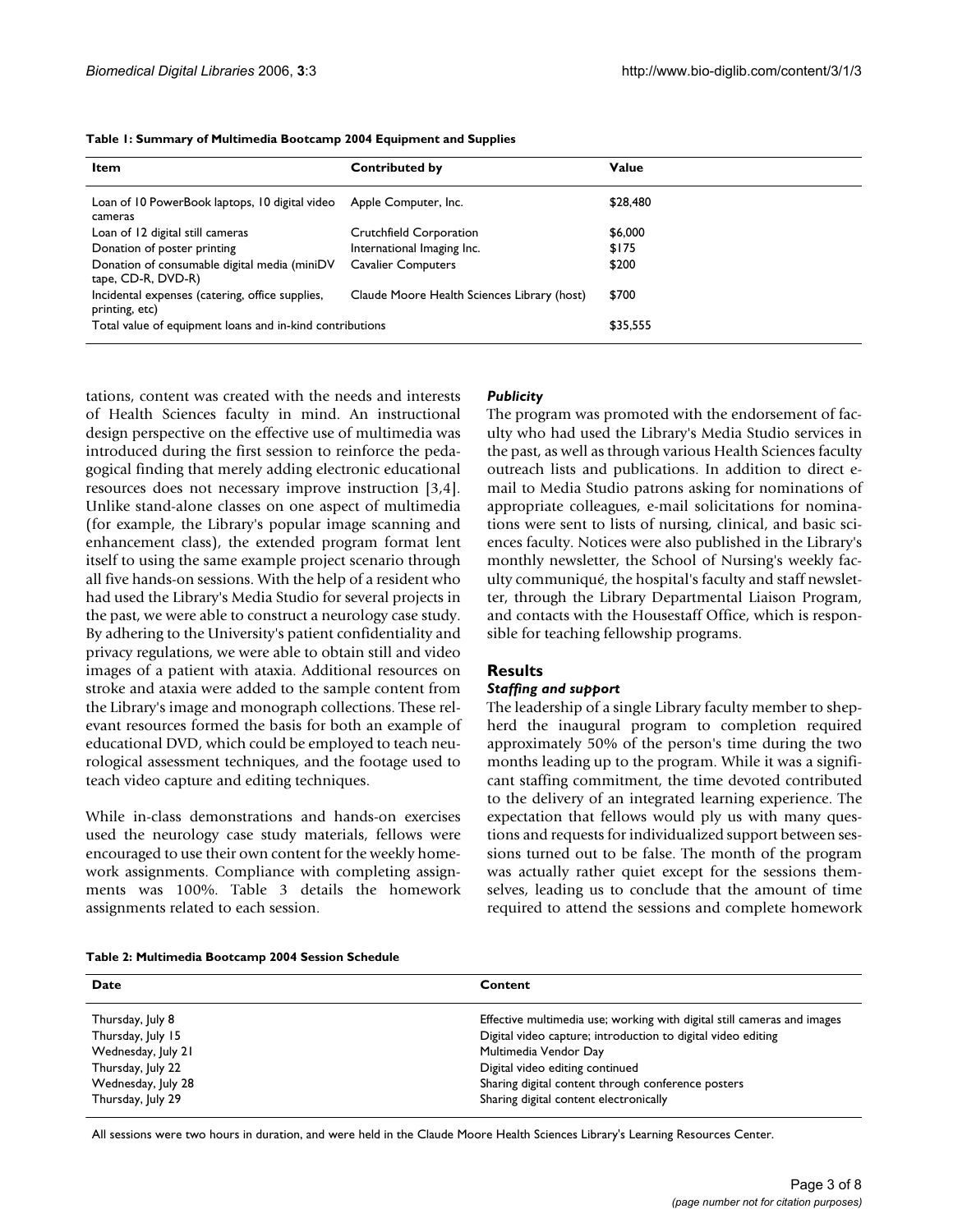**Table 1: Summary of Multimedia Bootcamp 2004 Equipment and Supplies**

| Item | Contributed by | Value |
| --- | --- | --- |
| Loan of 10 PowerBook laptops, 10 digital video cameras | Apple Computer, Inc. | $28,480 |
| Loan of 12 digital still cameras | Crutchfield Corporation | $6,000 |
| Donation of poster printing | International Imaging Inc. | $175 |
| Donation of consumable digital media (miniDV tape, CD-R, DVD-R) | Cavalier Computers | $200 |
| Incidental expenses (catering, office supplies, printing, etc) | Claude Moore Health Sciences Library (host) | $700 |
| Total value of equipment loans and in-kind contributions | | $35,555 |

tations, content was created with the needs and interests of Health Sciences faculty in mind. An instructional design perspective on the effective use of multimedia was introduced during the first session to reinforce the pedagogical finding that merely adding electronic educational resources does not necessary improve instruction [3,4]. Unlike stand-alone classes on one aspect of multimedia (for example, the Library's popular image scanning and enhancement class), the extended program format lent itself to using the same example project scenario through all five hands-on sessions. With the help of a resident who had used the Library's Media Studio for several projects in the past, we were able to construct a neurology case study. By adhering to the University's patient confidentiality and privacy regulations, we were able to obtain still and video images of a patient with ataxia. Additional resources on stroke and ataxia were added to the sample content from the Library's image and monograph collections. These relevant resources formed the basis for both an example of educational DVD, which could be employed to teach neurological assessment techniques, and the footage used to teach video capture and editing techniques.

While in-class demonstrations and hands-on exercises used the neurology case study materials, fellows were encouraged to use their own content for the weekly homework assignments. Compliance with completing assignments was 100%. Table 3 details the homework assignments related to each session.

### *Publicity*

The program was promoted with the endorsement of faculty who had used the Library's Media Studio services in the past, as well as through various Health Sciences faculty outreach lists and publications. In addition to direct e-mail to Media Studio patrons asking for nominations of appropriate colleagues, e-mail solicitations for nominations were sent to lists of nursing, clinical, and basic sciences faculty. Notices were also published in the Library's monthly newsletter, the School of Nursing's weekly faculty communiqué, the hospital's faculty and staff newsletter, through the Library Departmental Liaison Program, and contacts with the Housestaff Office, which is responsible for teaching fellowship programs.

## Results

### *Staffing and support*

The leadership of a single Library faculty member to shepherd the inaugural program to completion required approximately 50% of the person's time during the two months leading up to the program. While it was a significant staffing commitment, the time devoted contributed to the delivery of an integrated learning experience. The expectation that fellows would ply us with many questions and requests for individualized support between sessions turned out to be false. The month of the program was actually rather quiet except for the sessions themselves, leading us to conclude that the amount of time required to attend the sessions and complete homework

**Table 2: Multimedia Bootcamp 2004 Session Schedule**

| Date | Content |
| --- | --- |
| Thursday, July 8 | Effective multimedia use; working with digital still cameras and images |
| Thursday, July 15 | Digital video capture; introduction to digital video editing |
| Wednesday, July 21 | Multimedia Vendor Day |
| Thursday, July 22 | Digital video editing continued |
| Wednesday, July 28 | Sharing digital content through conference posters |
| Thursday, July 29 | Sharing digital content electronically |

All sessions were two hours in duration, and were held in the Claude Moore Health Sciences Library's Learning Resources Center.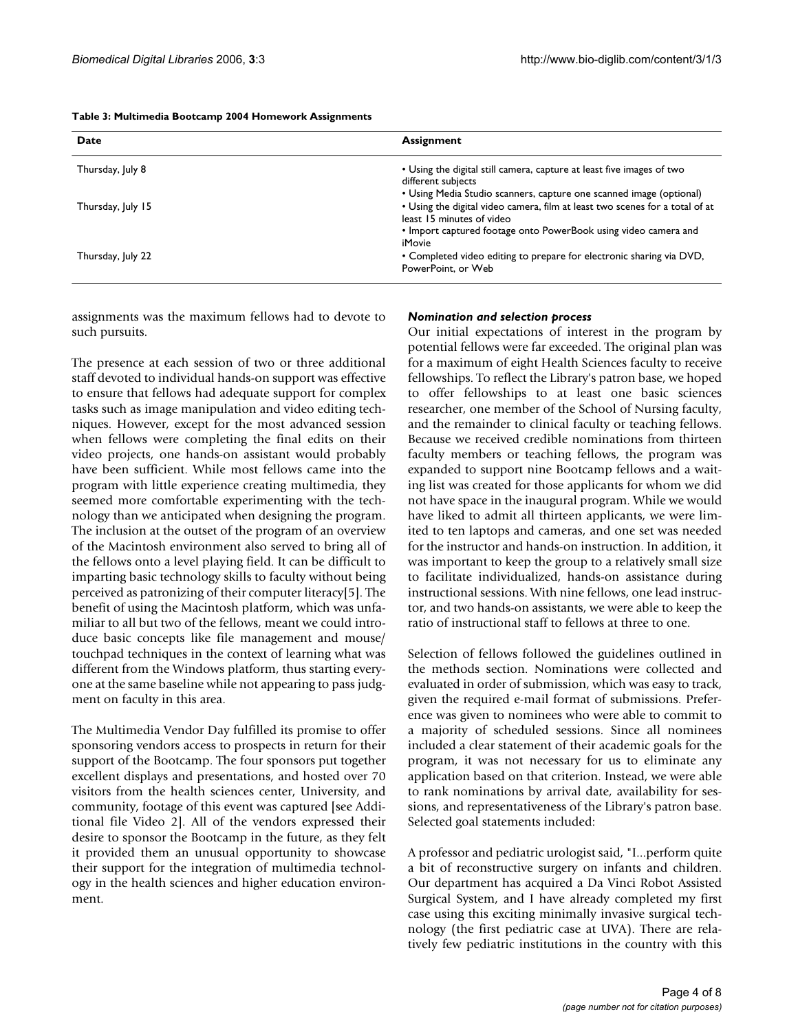**Table 3: Multimedia Bootcamp 2004 Homework Assignments**

| Date | Assignment |
| --- | --- |
| Thursday, July 8 | • Using the digital still camera, capture at least five images of two different subjects<br>• Using Media Studio scanners, capture one scanned image (optional) |
| Thursday, July 15 | • Using the digital video camera, film at least two scenes for a total of at least 15 minutes of video<br>• Import captured footage onto PowerBook using video camera and iMovie |
| Thursday, July 22 | • Completed video editing to prepare for electronic sharing via DVD, PowerPoint, or Web |

assignments was the maximum fellows had to devote to such pursuits.

The presence at each session of two or three additional staff devoted to individual hands-on support was effective to ensure that fellows had adequate support for complex tasks such as image manipulation and video editing techniques. However, except for the most advanced session when fellows were completing the final edits on their video projects, one hands-on assistant would probably have been sufficient. While most fellows came into the program with little experience creating multimedia, they seemed more comfortable experimenting with the technology than we anticipated when designing the program. The inclusion at the outset of the program of an overview of the Macintosh environment also served to bring all of the fellows onto a level playing field. It can be difficult to imparting basic technology skills to faculty without being perceived as patronizing of their computer literacy[5]. The benefit of using the Macintosh platform, which was unfamiliar to all but two of the fellows, meant we could introduce basic concepts like file management and mouse/touchpad techniques in the context of learning what was different from the Windows platform, thus starting everyone at the same baseline while not appearing to pass judgment on faculty in this area.

The Multimedia Vendor Day fulfilled its promise to offer sponsoring vendors access to prospects in return for their support of the Bootcamp. The four sponsors put together excellent displays and presentations, and hosted over 70 visitors from the health sciences center, University, and community, footage of this event was captured [see Additional file Video 2]. All of the vendors expressed their desire to sponsor the Bootcamp in the future, as they felt it provided them an unusual opportunity to showcase their support for the integration of multimedia technology in the health sciences and higher education environment.

#### *Nomination and selection process*

Our initial expectations of interest in the program by potential fellows were far exceeded. The original plan was for a maximum of eight Health Sciences faculty to receive fellowships. To reflect the Library's patron base, we hoped to offer fellowships to at least one basic sciences researcher, one member of the School of Nursing faculty, and the remainder to clinical faculty or teaching fellows. Because we received credible nominations from thirteen faculty members or teaching fellows, the program was expanded to support nine Bootcamp fellows and a waiting list was created for those applicants for whom we did not have space in the inaugural program. While we would have liked to admit all thirteen applicants, we were limited to ten laptops and cameras, and one set was needed for the instructor and hands-on instruction. In addition, it was important to keep the group to a relatively small size to facilitate individualized, hands-on assistance during instructional sessions. With nine fellows, one lead instructor, and two hands-on assistants, we were able to keep the ratio of instructional staff to fellows at three to one.

Selection of fellows followed the guidelines outlined in the methods section. Nominations were collected and evaluated in order of submission, which was easy to track, given the required e-mail format of submissions. Preference was given to nominees who were able to commit to a majority of scheduled sessions. Since all nominees included a clear statement of their academic goals for the program, it was not necessary for us to eliminate any application based on that criterion. Instead, we were able to rank nominations by arrival date, availability for sessions, and representativeness of the Library's patron base. Selected goal statements included:

A professor and pediatric urologist said, "I...perform quite a bit of reconstructive surgery on infants and children. Our department has acquired a Da Vinci Robot Assisted Surgical System, and I have already completed my first case using this exciting minimally invasive surgical technology (the first pediatric case at UVA). There are relatively few pediatric institutions in the country with this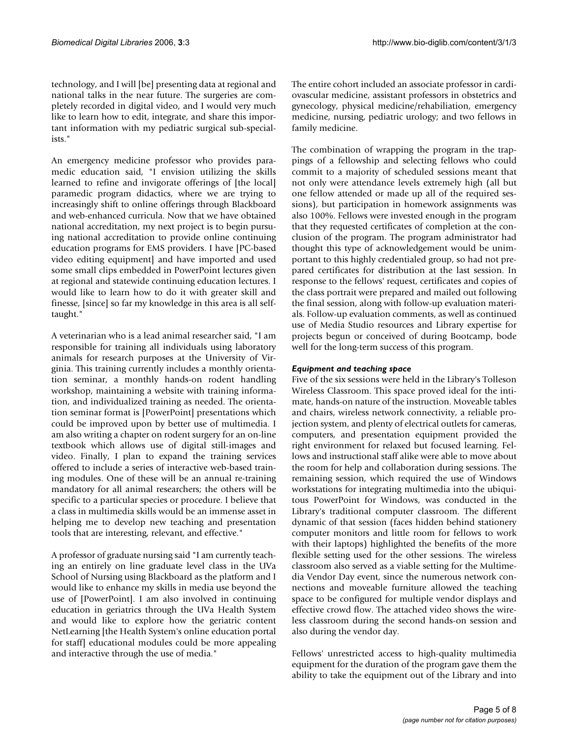technology, and I will [be] presenting data at regional and national talks in the near future. The surgeries are completely recorded in digital video, and I would very much like to learn how to edit, integrate, and share this important information with my pediatric surgical sub-specialists."

An emergency medicine professor who provides paramedic education said, "I envision utilizing the skills learned to refine and invigorate offerings of [the local] paramedic program didactics, where we are trying to increasingly shift to online offerings through Blackboard and web-enhanced curricula. Now that we have obtained national accreditation, my next project is to begin pursuing national accreditation to provide online continuing education programs for EMS providers. I have [PC-based video editing equipment] and have imported and used some small clips embedded in PowerPoint lectures given at regional and statewide continuing education lectures. I would like to learn how to do it with greater skill and finesse, [since] so far my knowledge in this area is all self-taught."

A veterinarian who is a lead animal researcher said, "I am responsible for training all individuals using laboratory animals for research purposes at the University of Virginia. This training currently includes a monthly orientation seminar, a monthly hands-on rodent handling workshop, maintaining a website with training information, and individualized training as needed. The orientation seminar format is [PowerPoint] presentations which could be improved upon by better use of multimedia. I am also writing a chapter on rodent surgery for an on-line textbook which allows use of digital still-images and video. Finally, I plan to expand the training services offered to include a series of interactive web-based training modules. One of these will be an annual re-training mandatory for all animal researchers; the others will be specific to a particular species or procedure. I believe that a class in multimedia skills would be an immense asset in helping me to develop new teaching and presentation tools that are interesting, relevant, and effective."

A professor of graduate nursing said "I am currently teaching an entirely on line graduate level class in the UVa School of Nursing using Blackboard as the platform and I would like to enhance my skills in media use beyond the use of [PowerPoint]. I am also involved in continuing education in geriatrics through the UVa Health System and would like to explore how the geriatric content NetLearning [the Health System's online education portal for staff] educational modules could be more appealing and interactive through the use of media."

The entire cohort included an associate professor in cardiovascular medicine, assistant professors in obstetrics and gynecology, physical medicine/rehabiliation, emergency medicine, nursing, pediatric urology; and two fellows in family medicine.

The combination of wrapping the program in the trappings of a fellowship and selecting fellows who could commit to a majority of scheduled sessions meant that not only were attendance levels extremely high (all but one fellow attended or made up all of the required sessions), but participation in homework assignments was also 100%. Fellows were invested enough in the program that they requested certificates of completion at the conclusion of the program. The program administrator had thought this type of acknowledgement would be unimportant to this highly credentialed group, so had not prepared certificates for distribution at the last session. In response to the fellows' request, certificates and copies of the class portrait were prepared and mailed out following the final session, along with follow-up evaluation materials. Follow-up evaluation comments, as well as continued use of Media Studio resources and Library expertise for projects begun or conceived of during Bootcamp, bode well for the long-term success of this program.

### *Equipment and teaching space*

Five of the six sessions were held in the Library's Tolleson Wireless Classroom. This space proved ideal for the intimate, hands-on nature of the instruction. Moveable tables and chairs, wireless network connectivity, a reliable projection system, and plenty of electrical outlets for cameras, computers, and presentation equipment provided the right environment for relaxed but focused learning. Fellows and instructional staff alike were able to move about the room for help and collaboration during sessions. The remaining session, which required the use of Windows workstations for integrating multimedia into the ubiquitous PowerPoint for Windows, was conducted in the Library's traditional computer classroom. The different dynamic of that session (faces hidden behind stationery computer monitors and little room for fellows to work with their laptops) highlighted the benefits of the more flexible setting used for the other sessions. The wireless classroom also served as a viable setting for the Multimedia Vendor Day event, since the numerous network connections and moveable furniture allowed the teaching space to be configured for multiple vendor displays and effective crowd flow. The attached video shows the wireless classroom during the second hands-on session and also during the vendor day.

Fellows' unrestricted access to high-quality multimedia equipment for the duration of the program gave them the ability to take the equipment out of the Library and into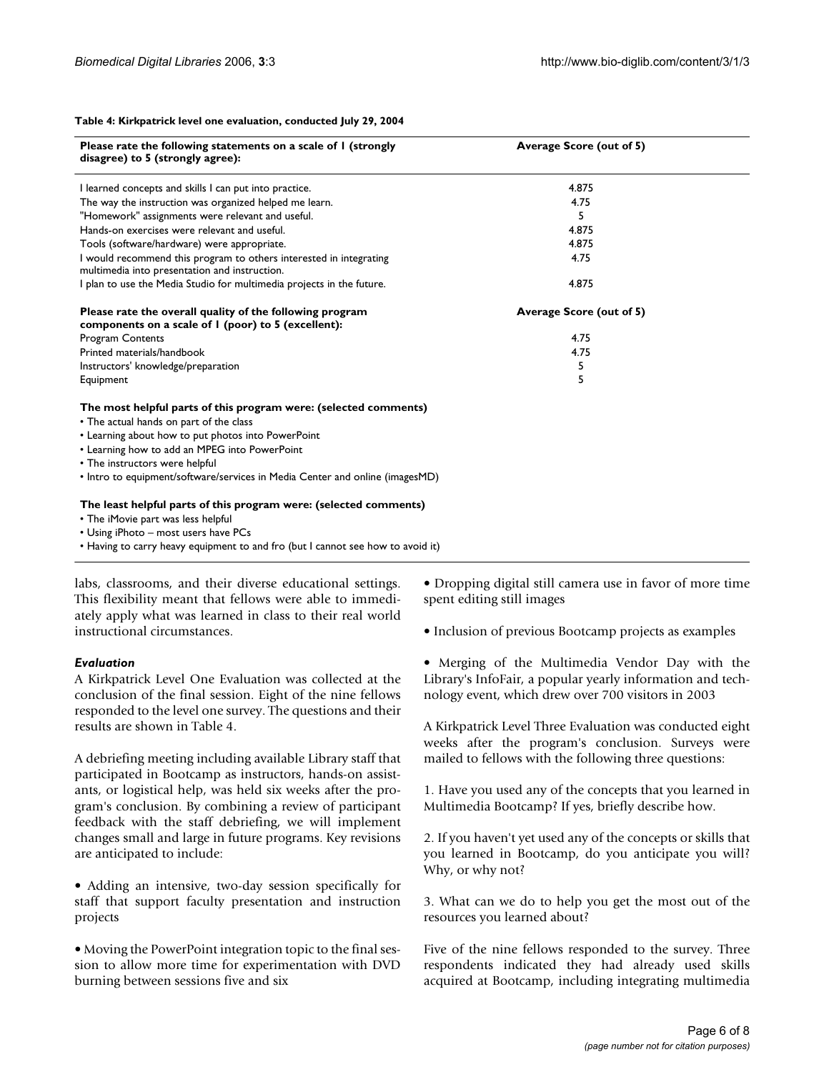**Table 4: Kirkpatrick level one evaluation, conducted July 29, 2004**

| Please rate the following statements on a scale of 1 (strongly disagree) to 5 (strongly agree): | Average Score (out of 5) |
| --- | --- |
| I learned concepts and skills I can put into practice. | 4.875 |
| The way the instruction was organized helped me learn. | 4.75 |
| "Homework" assignments were relevant and useful. | 5 |
| Hands-on exercises were relevant and useful. | 4.875 |
| Tools (software/hardware) were appropriate. | 4.875 |
| I would recommend this program to others interested in integrating multimedia into presentation and instruction. | 4.75 |
| I plan to use the Media Studio for multimedia projects in the future. | 4.875 |
| **Please rate the overall quality of the following program components on a scale of 1 (poor) to 5 (excellent):** | **Average Score (out of 5)** |
| Program Contents | 4.75 |
| Printed materials/handbook | 4.75 |
| Instructors' knowledge/preparation | 5 |
| Equipment | 5 |

**The most helpful parts of this program were: (selected comments)**

- The actual hands on part of the class
- Learning about how to put photos into PowerPoint
- Learning how to add an MPEG into PowerPoint
- The instructors were helpful
- Intro to equipment/software/services in Media Center and online (imagesMD)

**The least helpful parts of this program were: (selected comments)**

- The iMovie part was less helpful
- Using iPhoto – most users have PCs
- Having to carry heavy equipment to and fro (but I cannot see how to avoid it)

labs, classrooms, and their diverse educational settings. This flexibility meant that fellows were able to immediately apply what was learned in class to their real world instructional circumstances.

### *Evaluation*

A Kirkpatrick Level One Evaluation was collected at the conclusion of the final session. Eight of the nine fellows responded to the level one survey. The questions and their results are shown in Table 4.

A debriefing meeting including available Library staff that participated in Bootcamp as instructors, hands-on assistants, or logistical help, was held six weeks after the program's conclusion. By combining a review of participant feedback with the staff debriefing, we will implement changes small and large in future programs. Key revisions are anticipated to include:

- Adding an intensive, two-day session specifically for staff that support faculty presentation and instruction projects
- Moving the PowerPoint integration topic to the final session to allow more time for experimentation with DVD burning between sessions five and six
- Dropping digital still camera use in favor of more time spent editing still images
- Inclusion of previous Bootcamp projects as examples
- Merging of the Multimedia Vendor Day with the Library's InfoFair, a popular yearly information and technology event, which drew over 700 visitors in 2003

A Kirkpatrick Level Three Evaluation was conducted eight weeks after the program's conclusion. Surveys were mailed to fellows with the following three questions:

1. Have you used any of the concepts that you learned in Multimedia Bootcamp? If yes, briefly describe how.

2. If you haven't yet used any of the concepts or skills that you learned in Bootcamp, do you anticipate you will? Why, or why not?

3. What can we do to help you get the most out of the resources you learned about?

Five of the nine fellows responded to the survey. Three respondents indicated they had already used skills acquired at Bootcamp, including integrating multimedia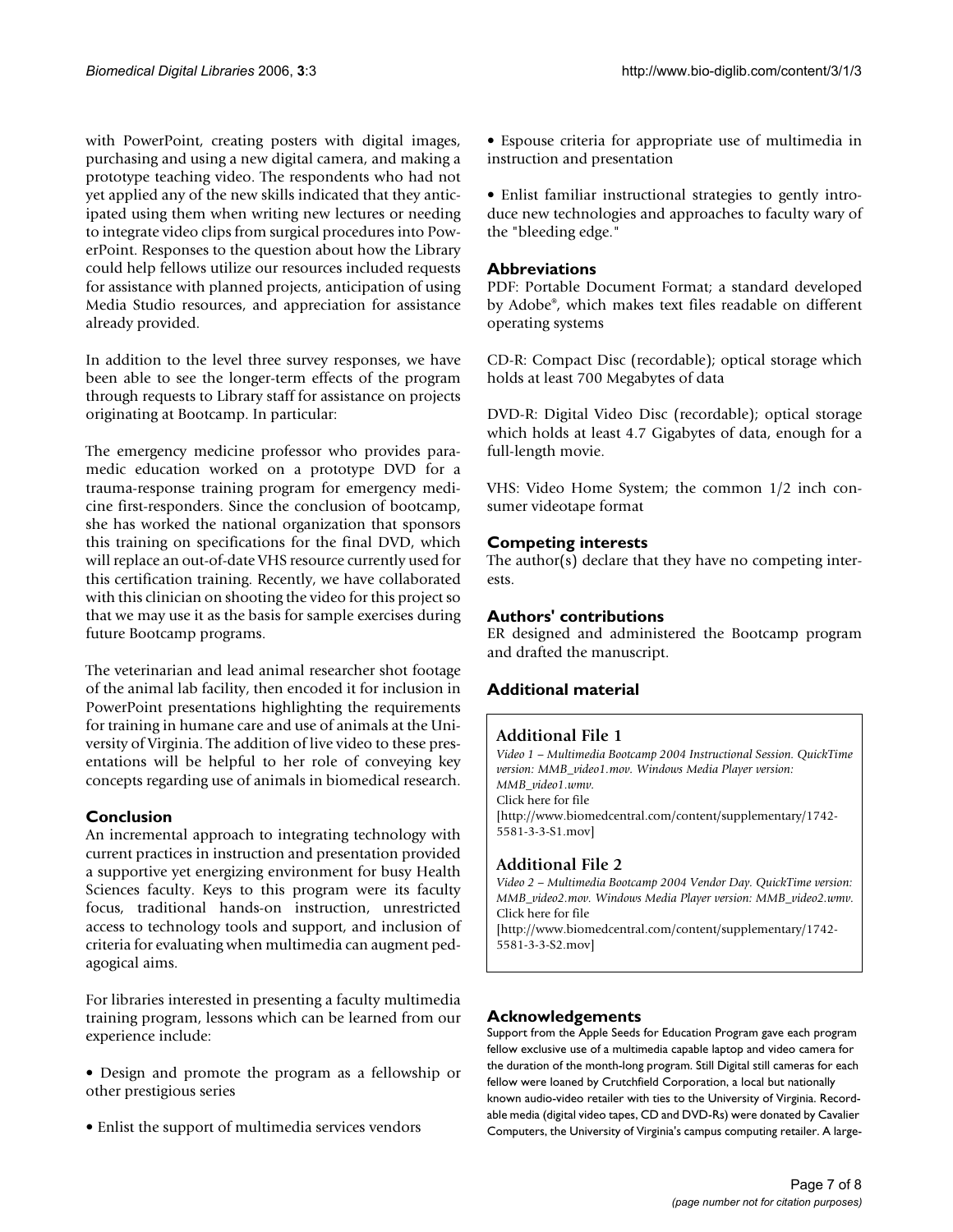with PowerPoint, creating posters with digital images, purchasing and using a new digital camera, and making a prototype teaching video. The respondents who had not yet applied any of the new skills indicated that they anticipated using them when writing new lectures or needing to integrate video clips from surgical procedures into PowerPoint. Responses to the question about how the Library could help fellows utilize our resources included requests for assistance with planned projects, anticipation of using Media Studio resources, and appreciation for assistance already provided.

In addition to the level three survey responses, we have been able to see the longer-term effects of the program through requests to Library staff for assistance on projects originating at Bootcamp. In particular:

The emergency medicine professor who provides paramedic education worked on a prototype DVD for a trauma-response training program for emergency medicine first-responders. Since the conclusion of bootcamp, she has worked the national organization that sponsors this training on specifications for the final DVD, which will replace an out-of-date VHS resource currently used for this certification training. Recently, we have collaborated with this clinician on shooting the video for this project so that we may use it as the basis for sample exercises during future Bootcamp programs.

The veterinarian and lead animal researcher shot footage of the animal lab facility, then encoded it for inclusion in PowerPoint presentations highlighting the requirements for training in humane care and use of animals at the University of Virginia. The addition of live video to these presentations will be helpful to her role of conveying key concepts regarding use of animals in biomedical research.

## Conclusion

An incremental approach to integrating technology with current practices in instruction and presentation provided a supportive yet energizing environment for busy Health Sciences faculty. Keys to this program were its faculty focus, traditional hands-on instruction, unrestricted access to technology tools and support, and inclusion of criteria for evaluating when multimedia can augment pedagogical aims.

For libraries interested in presenting a faculty multimedia training program, lessons which can be learned from our experience include:

- Design and promote the program as a fellowship or other prestigious series
- Enlist the support of multimedia services vendors
- Espouse criteria for appropriate use of multimedia in instruction and presentation
- Enlist familiar instructional strategies to gently introduce new technologies and approaches to faculty wary of the "bleeding edge."

## Abbreviations

PDF: Portable Document Format; a standard developed by Adobe®, which makes text files readable on different operating systems

CD-R: Compact Disc (recordable); optical storage which holds at least 700 Megabytes of data

DVD-R: Digital Video Disc (recordable); optical storage which holds at least 4.7 Gigabytes of data, enough for a full-length movie.

VHS: Video Home System; the common 1/2 inch consumer videotape format

## Competing interests

The author(s) declare that they have no competing interests.

## Authors' contributions

ER designed and administered the Bootcamp program and drafted the manuscript.

## Additional material

### Additional File 1

*Video 1 – Multimedia Bootcamp 2004 Instructional Session. QuickTime version: MMB_video1.mov. Windows Media Player version: MMB_video1.wmv.*
Click here for file
[http://www.biomedcentral.com/content/supplementary/1742-5581-3-3-S1.mov]

### Additional File 2

*Video 2 – Multimedia Bootcamp 2004 Vendor Day. QuickTime version: MMB_video2.mov. Windows Media Player version: MMB_video2.wmv.*
Click here for file
[http://www.biomedcentral.com/content/supplementary/1742-5581-3-3-S2.mov]

## Acknowledgements

Support from the Apple Seeds for Education Program gave each program fellow exclusive use of a multimedia capable laptop and video camera for the duration of the month-long program. Still Digital still cameras for each fellow were loaned by Crutchfield Corporation, a local but nationally known audio-video retailer with ties to the University of Virginia. Recordable media (digital video tapes, CD and DVD-Rs) were donated by Cavalier Computers, the University of Virginia's campus computing retailer. A large-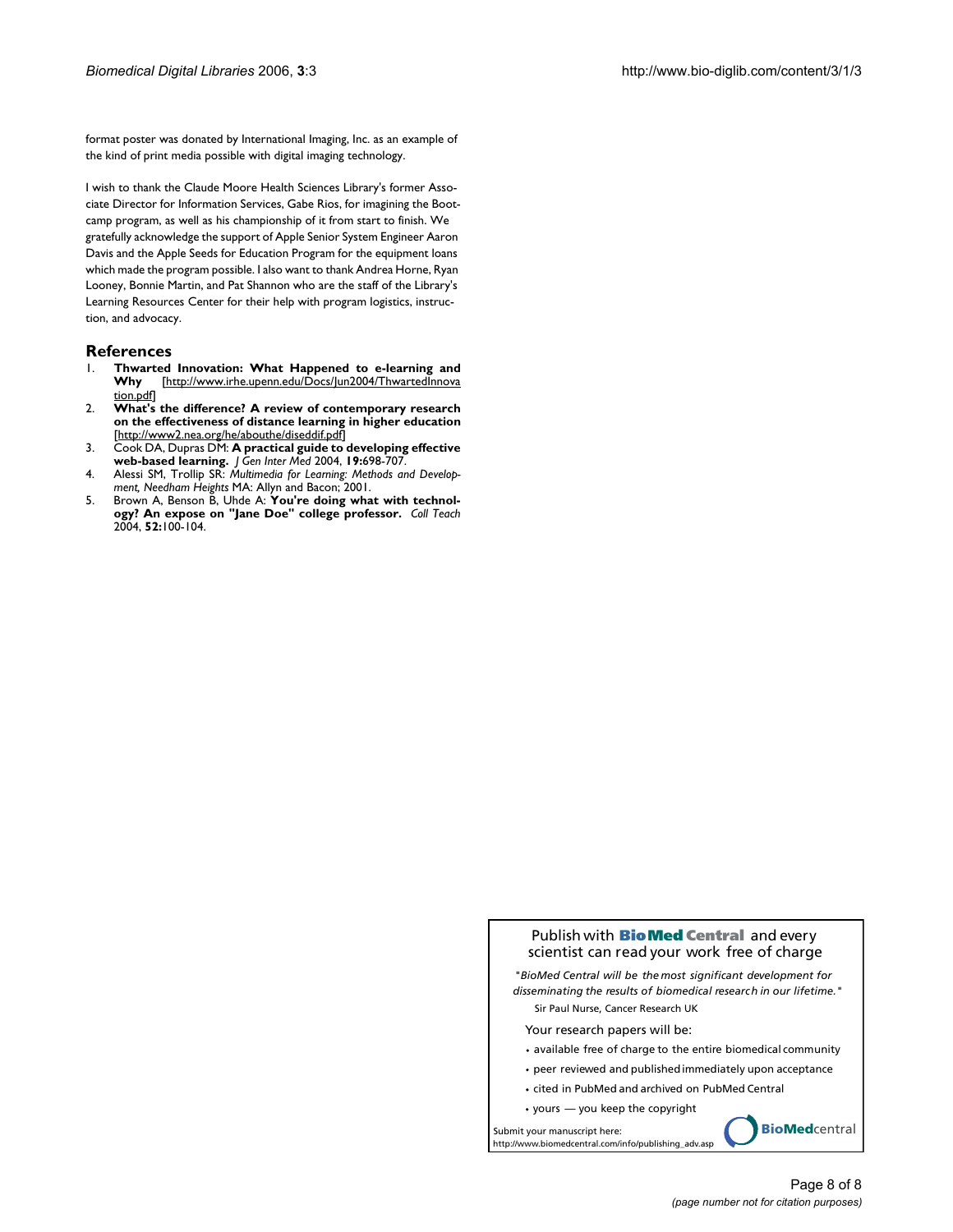format poster was donated by International Imaging, Inc. as an example of the kind of print media possible with digital imaging technology.

I wish to thank the Claude Moore Health Sciences Library's former Associate Director for Information Services, Gabe Rios, for imagining the Bootcamp program, as well as his championship of it from start to finish. We gratefully acknowledge the support of Apple Senior System Engineer Aaron Davis and the Apple Seeds for Education Program for the equipment loans which made the program possible. I also want to thank Andrea Horne, Ryan Looney, Bonnie Martin, and Pat Shannon who are the staff of the Library's Learning Resources Center for their help with program logistics, instruction, and advocacy.

## References

1. **Thwarted Innovation: What Happened to e-learning and Why** [http://www.irhe.upenn.edu/Docs/Jun2004/ThwartedInnovation.pdf]
2. **What's the difference? A review of contemporary research on the effectiveness of distance learning in higher education** [http://www2.nea.org/he/abouthe/diseddif.pdf]
3. Cook DA, Dupras DM: **A practical guide to developing effective web-based learning.** *J Gen Inter Med* 2004, **19:**698-707.
4. Alessi SM, Trollip SR: *Multimedia for Learning: Methods and Development, Needham Heights* MA: Allyn and Bacon; 2001.
5. Brown A, Benson B, Uhde A: **You're doing what with technology? An expose on "Jane Doe" college professor.** *Coll Teach* 2004, **52:**100-104.

Publish with **BioMed Central** and every scientist can read your work free of charge

*"BioMed Central will be the most significant development for disseminating the results of biomedical research in our lifetime."*

Sir Paul Nurse, Cancer Research UK

Your research papers will be:

- available free of charge to the entire biomedical community
- peer reviewed and published immediately upon acceptance
- cited in PubMed and archived on PubMed Central
- yours — you keep the copyright

Submit your manuscript here:
http://www.biomedcentral.com/info/publishing_adv.asp

**BioMed**central